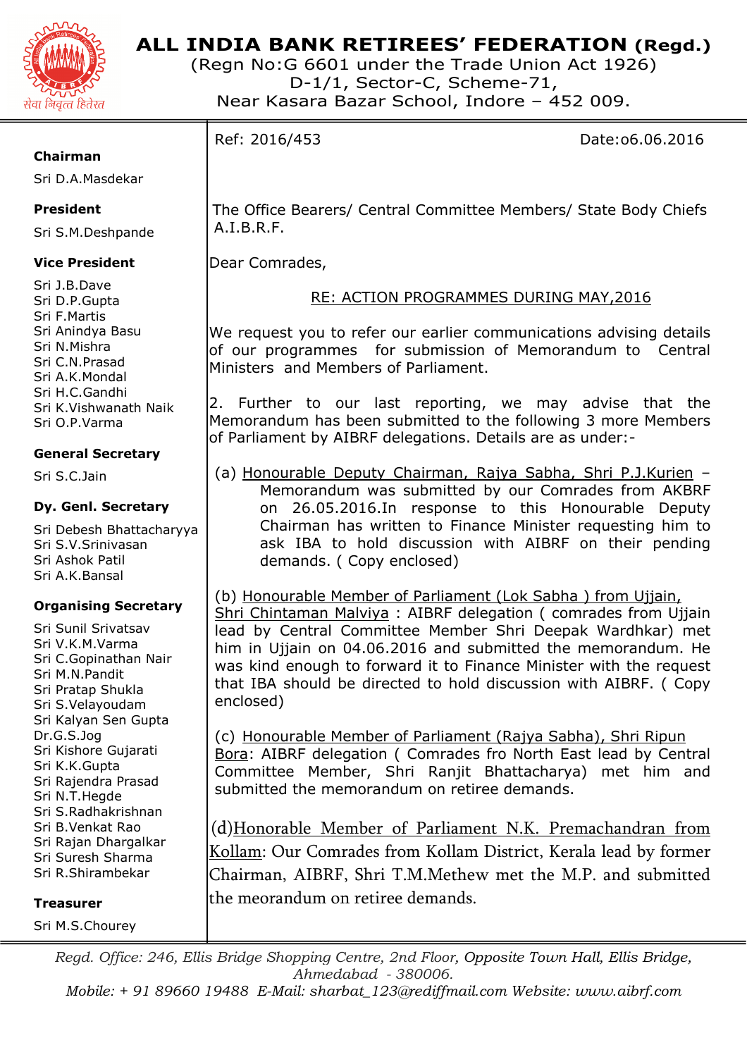# ALL INDIA BANK RETIREES' FEDERATION (Regd.)

(Regn No:G 6601 under the Trade Union Act 1926)
D-1/1, Sector-C, Scheme-71,
Near Kasara Bazar School, Indore – 452 009.

**Chairman**
Sri D.A.Masdekar

**President**
Sri S.M.Deshpande

**Vice President**
Sri J.B.Dave
Sri D.P.Gupta
Sri F.Martis
Sri Anindya Basu
Sri N.Mishra
Sri C.N.Prasad
Sri A.K.Mondal
Sri H.C.Gandhi
Sri K.Vishwanath Naik
Sri O.P.Varma

**General Secretary**
Sri S.C.Jain

**Dy. Genl. Secretary**
Sri Debesh Bhattacharyya
Sri S.V.Srinivasan
Sri Ashok Patil
Sri A.K.Bansal

**Organising Secretary**
Sri Sunil Srivatsav
Sri V.K.M.Varma
Sri C.Gopinathan Nair
Sri M.N.Pandit
Sri Pratap Shukla
Sri S.Velayoudam
Sri Kalyan Sen Gupta
Dr.G.S.Jog
Sri Kishore Gujarati
Sri K.K.Gupta
Sri Rajendra Prasad
Sri N.T.Hegde
Sri S.Radhakrishnan
Sri B.Venkat Rao
Sri Rajan Dhargalkar
Sri Suresh Sharma
Sri R.Shirambekar

**Treasurer**
Sri M.S.Chourey

Ref: 2016/453 Date:o6.06.2016

The Office Bearers/ Central Committee Members/ State Body Chiefs
A.I.B.R.F.

Dear Comrades,

RE: ACTION PROGRAMMES DURING MAY,2016

We request you to refer our earlier communications advising details of our programmes for submission of Memorandum to Central Ministers and Members of Parliament.

2. Further to our last reporting, we may advise that the Memorandum has been submitted to the following 3 more Members of Parliament by AIBRF delegations. Details are as under:-

(a) Honourable Deputy Chairman, Rajya Sabha, Shri P.J.Kurien – Memorandum was submitted by our Comrades from AKBRF on 26.05.2016.In response to this Honourable Deputy Chairman has written to Finance Minister requesting him to ask IBA to hold discussion with AIBRF on their pending demands. ( Copy enclosed)

(b) Honourable Member of Parliament (Lok Sabha ) from Ujjain, Shri Chintaman Malviya : AIBRF delegation ( comrades from Ujjain lead by Central Committee Member Shri Deepak Wardhkar) met him in Ujjain on 04.06.2016 and submitted the memorandum. He was kind enough to forward it to Finance Minister with the request that IBA should be directed to hold discussion with AIBRF. ( Copy enclosed)

(c) Honourable Member of Parliament (Rajya Sabha), Shri Ripun Bora: AIBRF delegation ( Comrades fro North East lead by Central Committee Member, Shri Ranjit Bhattacharya) met him and submitted the memorandum on retiree demands.

(d)Honorable Member of Parliament N.K. Premachandran from Kollam: Our Comrades from Kollam District, Kerala lead by former Chairman, AIBRF, Shri T.M.Methew met the M.P. and submitted the meorandum on retiree demands.

*Regd. Office: 246, Ellis Bridge Shopping Centre, 2nd Floor, Opposite Town Hall, Ellis Bridge, Ahmedabad - 380006.*
*Mobile: + 91 89660 19488 E-Mail: sharbat_123@rediffmail.com Website: www.aibrf.com*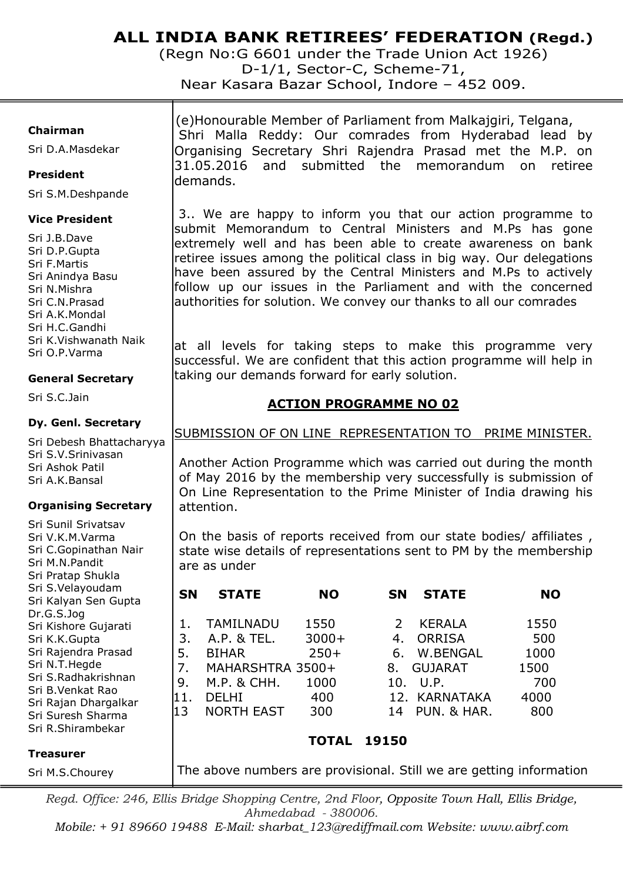# ALL INDIA BANK RETIREES' FEDERATION (Regd.)

(Regn No:G 6601 under the Trade Union Act 1926)
D-1/1, Sector-C, Scheme-71,
Near Kasara Bazar School, Indore – 452 009.

**Chairman**
Sri D.A.Masdekar

**President**
Sri S.M.Deshpande

**Vice President**
Sri J.B.Dave
Sri D.P.Gupta
Sri F.Martis
Sri Anindya Basu
Sri N.Mishra
Sri C.N.Prasad
Sri A.K.Mondal
Sri H.C.Gandhi
Sri K.Vishwanath Naik
Sri O.P.Varma

**General Secretary**
Sri S.C.Jain

**Dy. Genl. Secretary**
Sri Debesh Bhattacharyya
Sri S.V.Srinivasan
Sri Ashok Patil
Sri A.K.Bansal

**Organising Secretary**
Sri Sunil Srivatsav
Sri V.K.M.Varma
Sri C.Gopinathan Nair
Sri M.N.Pandit
Sri Pratap Shukla
Sri S.Velayoudam
Sri Kalyan Sen Gupta
Dr.G.S.Jog
Sri Kishore Gujarati
Sri K.K.Gupta
Sri Rajendra Prasad
Sri N.T.Hegde
Sri S.Radhakrishnan
Sri B.Venkat Rao
Sri Rajan Dhargalkar
Sri Suresh Sharma
Sri R.Shirambekar

**Treasurer**
Sri M.S.Chourey

(e)Honourable Member of Parliament from Malkajgiri, Telgana, Shri Malla Reddy: Our comrades from Hyderabad lead by Organising Secretary Shri Rajendra Prasad met the M.P. on 31.05.2016 and submitted the memorandum on retiree demands.

3.. We are happy to inform you that our action programme to submit Memorandum to Central Ministers and M.Ps has gone extremely well and has been able to create awareness on bank retiree issues among the political class in big way. Our delegations have been assured by the Central Ministers and M.Ps to actively follow up our issues in the Parliament and with the concerned authorities for solution. We convey our thanks to all our comrades at all levels for taking steps to make this programme very successful. We are confident that this action programme will help in taking our demands forward for early solution.

## <u>ACTION PROGRAMME NO 02</u>

<u>SUBMISSION OF ON LINE REPRESENTATION TO PRIME MINISTER.</u>

Another Action Programme which was carried out during the month of May 2016 by the membership very successfully is submission of On Line Representation to the Prime Minister of India drawing his attention.

On the basis of reports received from our state bodies/ affiliates , state wise details of representations sent to PM by the membership are as under

| SN | STATE | NO | SN | STATE | NO |
|---|---|---|---|---|---|
| 1. | TAMILNADU | 1550 | 2 | KERALA | 1550 |
| 3. | A.P. & TEL. | 3000+ | 4. | ORRISA | 500 |
| 5. | BIHAR | 250+ | 6. | W.BENGAL | 1000 |
| 7. | MAHARSHTRA | 3500+ | 8. | GUJARAT | 1500 |
| 9. | M.P. & CHH. | 1000 | 10. | U.P. | 700 |
| 11. | DELHI | 400 | 12. | KARNATAKA | 4000 |
| 13 | NORTH EAST | 300 | 14 | PUN. & HAR. | 800 |

**TOTAL 19150**

The above numbers are provisional. Still we are getting information

*Regd. Office: 246, Ellis Bridge Shopping Centre, 2nd Floor, Opposite Town Hall, Ellis Bridge, Ahmedabad - 380006.*
*Mobile: + 91 89660 19488 E-Mail: sharbat_123@rediffmail.com Website: www.aibrf.com*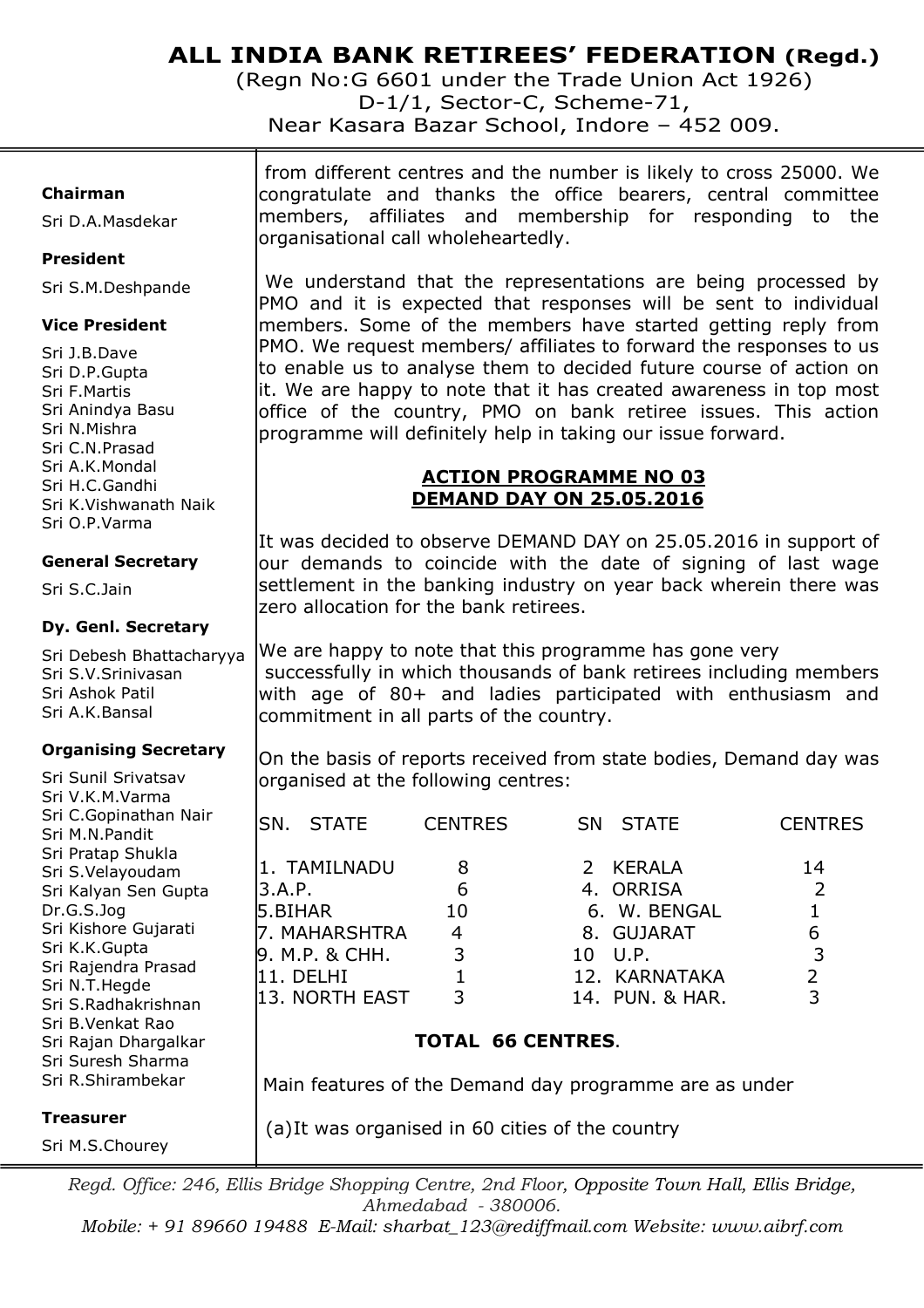# ALL INDIA BANK RETIREES' FEDERATION (Regd.)

(Regn No:G 6601 under the Trade Union Act 1926)
D-1/1, Sector-C, Scheme-71,
Near Kasara Bazar School, Indore – 452 009.

**Chairman**
Sri D.A.Masdekar

**President**
Sri S.M.Deshpande

**Vice President**
Sri J.B.Dave
Sri D.P.Gupta
Sri F.Martis
Sri Anindya Basu
Sri N.Mishra
Sri C.N.Prasad
Sri A.K.Mondal
Sri H.C.Gandhi
Sri K.Vishwanath Naik
Sri O.P.Varma

**General Secretary**
Sri S.C.Jain

**Dy. Genl. Secretary**
Sri Debesh Bhattacharyya
Sri S.V.Srinivasan
Sri Ashok Patil
Sri A.K.Bansal

**Organising Secretary**
Sri Sunil Srivatsav
Sri V.K.M.Varma
Sri C.Gopinathan Nair
Sri M.N.Pandit
Sri Pratap Shukla
Sri S.Velayoudam
Sri Kalyan Sen Gupta
Dr.G.S.Jog
Sri Kishore Gujarati
Sri K.K.Gupta
Sri Rajendra Prasad
Sri N.T.Hegde
Sri S.Radhakrishnan
Sri B.Venkat Rao
Sri Rajan Dhargalkar
Sri Suresh Sharma
Sri R.Shirambekar

**Treasurer**
Sri M.S.Chourey

from different centres and the number is likely to cross 25000. We congratulate and thanks the office bearers, central committee members, affiliates and membership for responding to the organisational call wholeheartedly.

We understand that the representations are being processed by PMO and it is expected that responses will be sent to individual members. Some of the members have started getting reply from PMO. We request members/ affiliates to forward the responses to us to enable us to analyse them to decided future course of action on it. We are happy to note that it has created awareness in top most office of the country, PMO on bank retiree issues. This action programme will definitely help in taking our issue forward.

## ACTION PROGRAMME NO 03
## DEMAND DAY ON 25.05.2016

It was decided to observe DEMAND DAY on 25.05.2016 in support of our demands to coincide with the date of signing of last wage settlement in the banking industry on year back wherein there was zero allocation for the bank retirees.

We are happy to note that this programme has gone very successfully in which thousands of bank retirees including members with age of 80+ and ladies participated with enthusiasm and commitment in all parts of the country.

On the basis of reports received from state bodies, Demand day was organised at the following centres:

| SN. STATE | CENTRES | SN STATE | CENTRES |
|---|---|---|---|
| 1. TAMILNADU | 8 | 2 KERALA | 14 |
| 3.A.P. | 6 | 4. ORRISA | 2 |
| 5.BIHAR | 10 | 6. W. BENGAL | 1 |
| 7. MAHARSHTRA | 4 | 8. GUJARAT | 6 |
| 9. M.P. & CHH. | 3 | 10 U.P. | 3 |
| 11. DELHI | 1 | 12. KARNATAKA | 2 |
| 13. NORTH EAST | 3 | 14. PUN. & HAR. | 3 |

**TOTAL 66 CENTRES**.

Main features of the Demand day programme are as under

(a)It was organised in 60 cities of the country

*Regd. Office: 246, Ellis Bridge Shopping Centre, 2nd Floor, Opposite Town Hall, Ellis Bridge, Ahmedabad - 380006.*
*Mobile: + 91 89660 19488 E-Mail: sharbat_123@rediffmail.com Website: www.aibrf.com*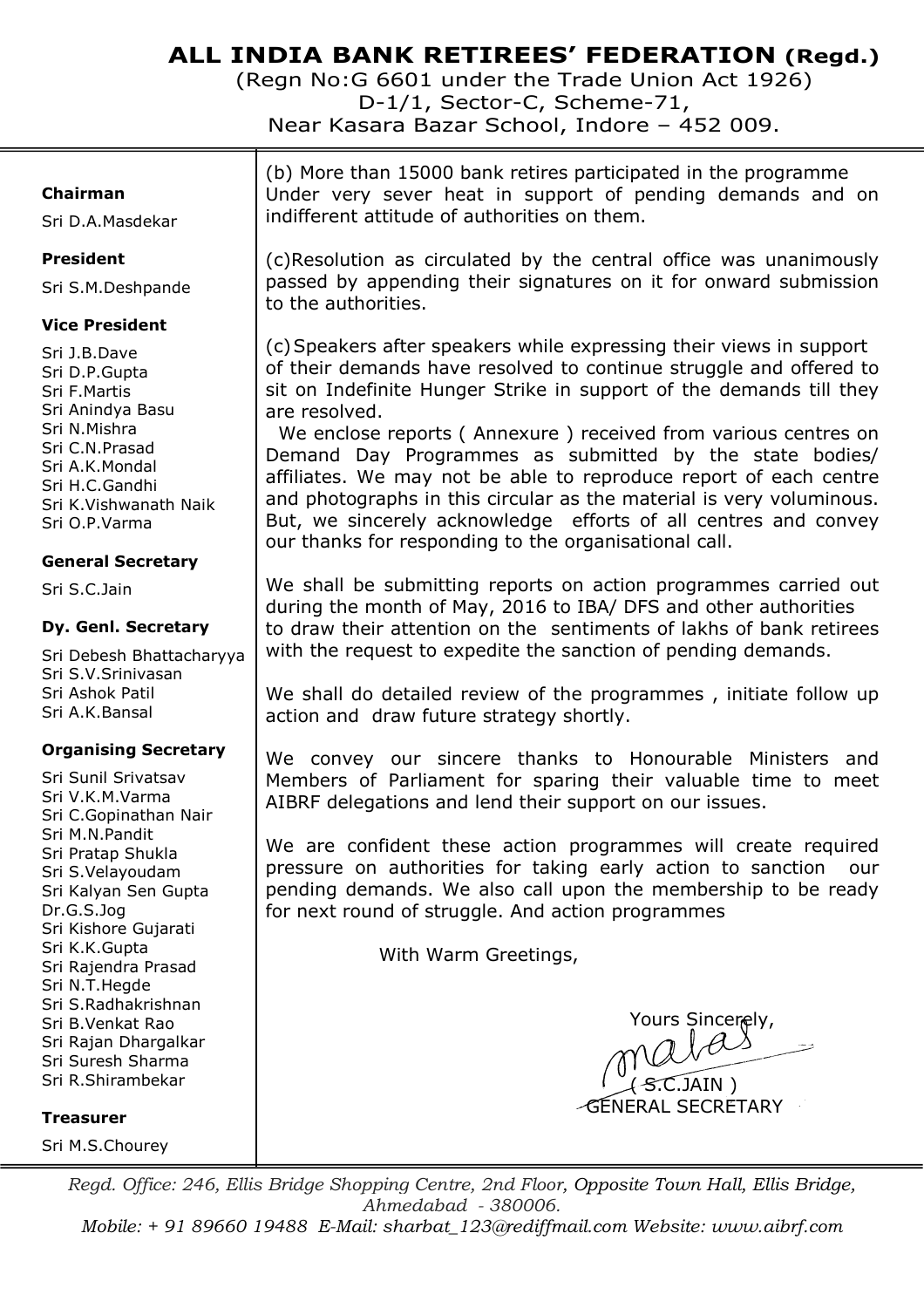# ALL INDIA BANK RETIREES' FEDERATION (Regd.)

(Regn No:G 6601 under the Trade Union Act 1926)
D-1/1, Sector-C, Scheme-71,
Near Kasara Bazar School, Indore – 452 009.

**Chairman**

Sri D.A.Masdekar

**President**

Sri S.M.Deshpande

**Vice President**

Sri J.B.Dave
Sri D.P.Gupta
Sri F.Martis
Sri Anindya Basu
Sri N.Mishra
Sri C.N.Prasad
Sri A.K.Mondal
Sri H.C.Gandhi
Sri K.Vishwanath Naik
Sri O.P.Varma

**General Secretary**

Sri S.C.Jain

**Dy. Genl. Secretary**

Sri Debesh Bhattacharyya
Sri S.V.Srinivasan
Sri Ashok Patil
Sri A.K.Bansal

**Organising Secretary**

Sri Sunil Srivatsav
Sri V.K.M.Varma
Sri C.Gopinathan Nair
Sri M.N.Pandit
Sri Pratap Shukla
Sri S.Velayoudam
Sri Kalyan Sen Gupta
Dr.G.S.Jog
Sri Kishore Gujarati
Sri K.K.Gupta
Sri Rajendra Prasad
Sri N.T.Hegde
Sri S.Radhakrishnan
Sri B.Venkat Rao
Sri Rajan Dhargalkar
Sri Suresh Sharma
Sri R.Shirambekar

**Treasurer**

Sri M.S.Chourey

(b) More than 15000 bank retires participated in the programme Under very sever heat in support of pending demands and on indifferent attitude of authorities on them.

(c)Resolution as circulated by the central office was unanimously passed by appending their signatures on it for onward submission to the authorities.

(c) Speakers after speakers while expressing their views in support of their demands have resolved to continue struggle and offered to sit on Indefinite Hunger Strike in support of the demands till they are resolved.

We enclose reports ( Annexure ) received from various centres on Demand Day Programmes as submitted by the state bodies/ affiliates. We may not be able to reproduce report of each centre and photographs in this circular as the material is very voluminous. But, we sincerely acknowledge efforts of all centres and convey our thanks for responding to the organisational call.

We shall be submitting reports on action programmes carried out during the month of May, 2016 to IBA/ DFS and other authorities to draw their attention on the sentiments of lakhs of bank retirees with the request to expedite the sanction of pending demands.

We shall do detailed review of the programmes , initiate follow up action and draw future strategy shortly.

We convey our sincere thanks to Honourable Ministers and Members of Parliament for sparing their valuable time to meet AIBRF delegations and lend their support on our issues.

We are confident these action programmes will create required pressure on authorities for taking early action to sanction our pending demands. We also call upon the membership to be ready for next round of struggle. And action programmes

With Warm Greetings,

Yours Sincerely,

( S.C.JAIN )
GENERAL SECRETARY

*Regd. Office: 246, Ellis Bridge Shopping Centre, 2nd Floor, Opposite Town Hall, Ellis Bridge, Ahmedabad - 380006.*
*Mobile: + 91 89660 19488 E-Mail: sharbat_123@rediffmail.com Website: www.aibrf.com*